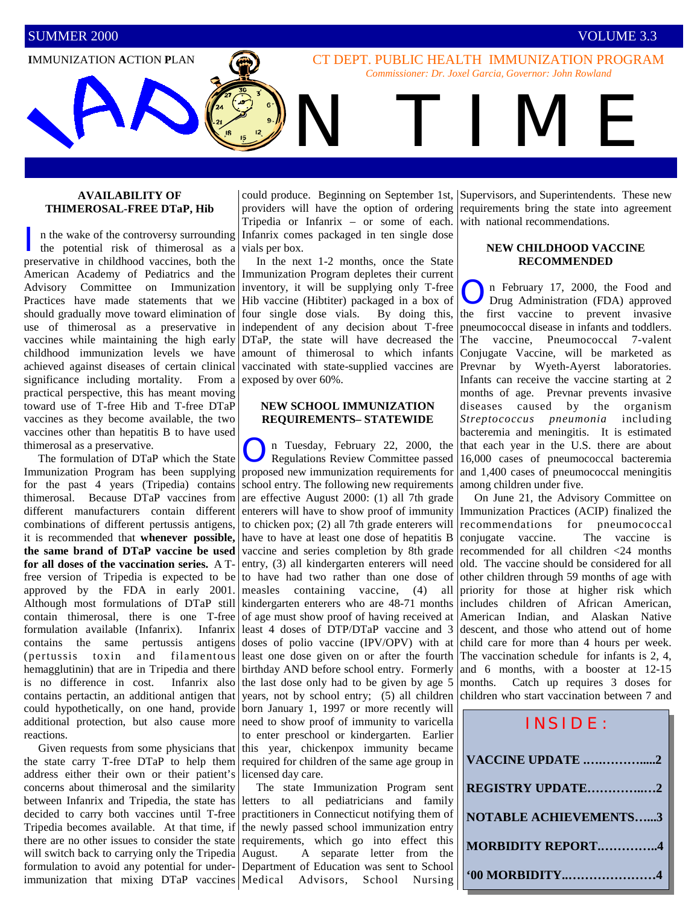SUMMER 2000 VOLUME 3.3

**I**MMUNIZATION **A**CTION **P**LAN

CT DEPT. PUBLIC HEALTH IMMUNIZATION PROGRAM

*Commissioner: Dr. Joxel Garcia, Governor: John Rowland*

# IAP ON TIME

### AVAILABILITY OF THIMEROSAL-FREE DTaP, Hib

In the wake of the controversy surrounding the potential risk of thimerosal as a preservative in childhood vaccines, both the American Academy of Pediatrics and the Advisory Committee on Immunization Practices have made statements that we should gradually move toward elimination of use of thimerosal as a preservative in vaccines while maintaining the high early childhood immunization levels we have achieved against diseases of certain clinical significance including mortality. From a practical perspective, this has meant moving toward use of T-free Hib and T-free DTaP vaccines as they become available, the two vaccines other than hepatitis B to have used thimerosal as a preservative.

The formulation of DTaP which the State Immunization Program has been supplying for the past 4 years (Tripedia) contains thimerosal. Because DTaP vaccines from different manufacturers contain different combinations of different pertussis antigens, it is recommended that **whenever possible, the same brand of DTaP vaccine be used for all doses of the vaccination series.** A T-free version of Tripedia is expected to be approved by the FDA in early 2001. Although most formulations of DTaP still contain thimerosal, there is one T-free formulation available (Infanrix). Infanrix contains the same pertussis antigens (pertussis toxin and filamentous hemagglutinin) that are in Tripedia and there is no difference in cost. Infanrix also contains pertactin, an additional antigen that could hypothetically, on one hand, provide additional protection, but also cause more reactions.

Given requests from some physicians that the state carry T-free DTaP to help them address either their own or their patient's concerns about thimerosal and the similarity between Infanrix and Tripedia, the state has decided to carry both vaccines until T-free Tripedia becomes available. At that time, if there are no other issues to consider the state will switch back to carrying only the Tripedia formulation to avoid any potential for under-immunization that mixing DTaP vaccines could produce. Beginning on September 1st, providers will have the option of ordering Tripedia or Infanrix – or some of each. Infanrix comes packaged in ten single dose vials per box.

In the next 1-2 months, once the State Immunization Program depletes their current inventory, it will be supplying only T-free Hib vaccine (Hibtiter) packaged in a box of four single dose vials. By doing this, independent of any decision about T-free DTaP, the state will have decreased the amount of thimerosal to which infants vaccinated with state-supplied vaccines are exposed by over 60%.

### NEW SCHOOL IMMUNIZATION REQUIREMENTS– STATEWIDE

On Tuesday, February 22, 2000, the Regulations Review Committee passed proposed new immunization requirements for school entry. The following new requirements are effective August 2000: (1) all 7th grade enterers will have to show proof of immunity to chicken pox; (2) all 7th grade enterers will have to have at least one dose of hepatitis B vaccine and series completion by 8th grade entry, (3) all kindergarten enterers will need to have had two rather than one dose of measles containing vaccine, (4) all kindergarten enterers who are 48-71 months of age must show proof of having received at least 4 doses of DTP/DTaP vaccine and 3 doses of polio vaccine (IPV/OPV) with at least one dose given on or after the fourth birthday AND before school entry. Formerly the last dose only had to be given by age 5 years, not by school entry; (5) all children born January 1, 1997 or more recently will need to show proof of immunity to varicella to enter preschool or kindergarten. Earlier this year, chickenpox immunity became required for children of the same age group in licensed day care.

The state Immunization Program sent letters to all pediatricians and family practitioners in Connecticut notifying them of the newly passed school immunization entry requirements, which go into effect this August. A separate letter from the Department of Education was sent to School Medical Advisors, School Nursing Supervisors, and Superintendents. These new requirements bring the state into agreement with national recommendations.

### NEW CHILDHOOD VACCINE RECOMMENDED

On February 17, 2000, the Food and Drug Administration (FDA) approved the first vaccine to prevent invasive pneumococcal disease in infants and toddlers. The vaccine, Pneumococcal 7-valent Conjugate Vaccine, will be marketed as Prevnar by Wyeth-Ayerst laboratories. Infants can receive the vaccine starting at 2 months of age. Prevnar prevents invasive diseases caused by the organism *Streptococcus pneumonia* including bacteremia and meningitis. It is estimated that each year in the U.S. there are about 16,000 cases of pneumococcal bacteremia and 1,400 cases of pneumococcal meningitis among children under five.

On June 21, the Advisory Committee on Immunization Practices (ACIP) finalized the recommendations for pneumococcal conjugate vaccine. The vaccine is recommended for all children <24 months old. The vaccine should be considered for all other children through 59 months of age with priority for those at higher risk which includes children of African American, American Indian, and Alaskan Native descent, and those who attend out of home child care for more than 4 hours per week. The vaccination schedule for infants is 2, 4, and 6 months, with a booster at 12-15 months. Catch up requires 3 doses for children who start vaccination between 7 and

**INSIDE:**

- **VACCINE UPDATE ….…………....2**
- **REGISTRY UPDATE…………..…2**
- **NOTABLE ACHIEVEMENTS…...3**
- **MORBIDITY REPORT.…………..4**
- **'00 MORBIDITY..…………………4**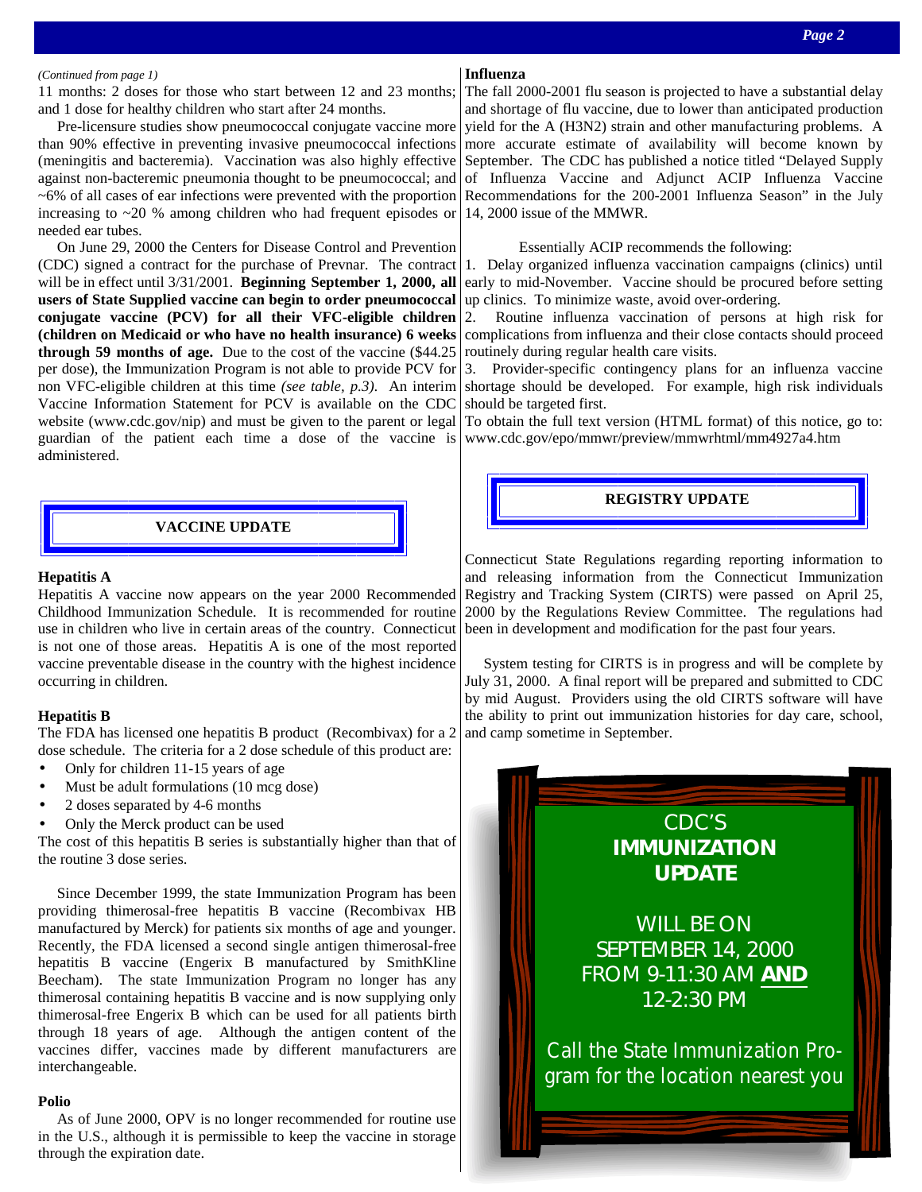*(Continued from page 1)*

11 months: 2 doses for those who start between 12 and 23 months; and 1 dose for healthy children who start after 24 months.

Pre-licensure studies show pneumococcal conjugate vaccine more than 90% effective in preventing invasive pneumococcal infections (meningitis and bacteremia). Vaccination was also highly effective against non-bacteremic pneumonia thought to be pneumococcal; and ~6% of all cases of ear infections were prevented with the proportion increasing to ~20 % among children who had frequent episodes or needed ear tubes.

On June 29, 2000 the Centers for Disease Control and Prevention (CDC) signed a contract for the purchase of Prevnar. The contract will be in effect until 3/31/2001. **Beginning September 1, 2000, all users of State Supplied vaccine can begin to order pneumococcal conjugate vaccine (PCV) for all their VFC-eligible children (children on Medicaid or who have no health insurance) 6 weeks through 59 months of age.** Due to the cost of the vaccine ($44.25 per dose), the Immunization Program is not able to provide PCV for non VFC-eligible children at this time *(see table, p.3).* An interim Vaccine Information Statement for PCV is available on the CDC website (www.cdc.gov/nip) and must be given to the parent or legal guardian of the patient each time a dose of the vaccine is administered.

## VACCINE UPDATE

**Hepatitis A**

Hepatitis A vaccine now appears on the year 2000 Recommended Childhood Immunization Schedule. It is recommended for routine use in children who live in certain areas of the country. Connecticut is not one of those areas. Hepatitis A is one of the most reported vaccine preventable disease in the country with the highest incidence occurring in children.

**Hepatitis B**

The FDA has licensed one hepatitis B product (Recombivax) for a 2 dose schedule. The criteria for a 2 dose schedule of this product are:

- Only for children 11-15 years of age
- Must be adult formulations (10 mcg dose)
- 2 doses separated by 4-6 months
- Only the Merck product can be used

The cost of this hepatitis B series is substantially higher than that of the routine 3 dose series.

Since December 1999, the state Immunization Program has been providing thimerosal-free hepatitis B vaccine (Recombivax HB manufactured by Merck) for patients six months of age and younger. Recently, the FDA licensed a second single antigen thimerosal-free hepatitis B vaccine (Engerix B manufactured by SmithKline Beecham). The state Immunization Program no longer has any thimerosal containing hepatitis B vaccine and is now supplying only thimerosal-free Engerix B which can be used for all patients birth through 18 years of age. Although the antigen content of the vaccines differ, vaccines made by different manufacturers are interchangeable.

**Polio**

As of June 2000, OPV is no longer recommended for routine use in the U.S., although it is permissible to keep the vaccine in storage through the expiration date.

**Influenza**

The fall 2000-2001 flu season is projected to have a substantial delay and shortage of flu vaccine, due to lower than anticipated production yield for the A (H3N2) strain and other manufacturing problems. A more accurate estimate of availability will become known by September. The CDC has published a notice titled "Delayed Supply of Influenza Vaccine and Adjunct ACIP Influenza Vaccine Recommendations for the 200-2001 Influenza Season" in the July 14, 2000 issue of the MMWR.

Essentially ACIP recommends the following:

1. Delay organized influenza vaccination campaigns (clinics) until early to mid-November. Vaccine should be procured before setting up clinics. To minimize waste, avoid over-ordering.
2. Routine influenza vaccination of persons at high risk for complications from influenza and their close contacts should proceed routinely during regular health care visits.
3. Provider-specific contingency plans for an influenza vaccine shortage should be developed. For example, high risk individuals should be targeted first.

To obtain the full text version (HTML format) of this notice, go to: www.cdc.gov/epo/mmwr/preview/mmwrhtml/mm4927a4.htm

## REGISTRY UPDATE

Connecticut State Regulations regarding reporting information to and releasing information from the Connecticut Immunization Registry and Tracking System (CIRTS) were passed on April 25, 2000 by the Regulations Review Committee. The regulations had been in development and modification for the past four years.

System testing for CIRTS is in progress and will be complete by July 31, 2000. A final report will be prepared and submitted to CDC by mid August. Providers using the old CIRTS software will have the ability to print out immunization histories for day care, school, and camp sometime in September.

CDC'S **IMMUNIZATION UPDATE**

WILL BE ON SEPTEMBER 14, 2000 FROM 9-11:30 AM **AND** 12-2:30 PM

Call the State Immunization Program for the location nearest you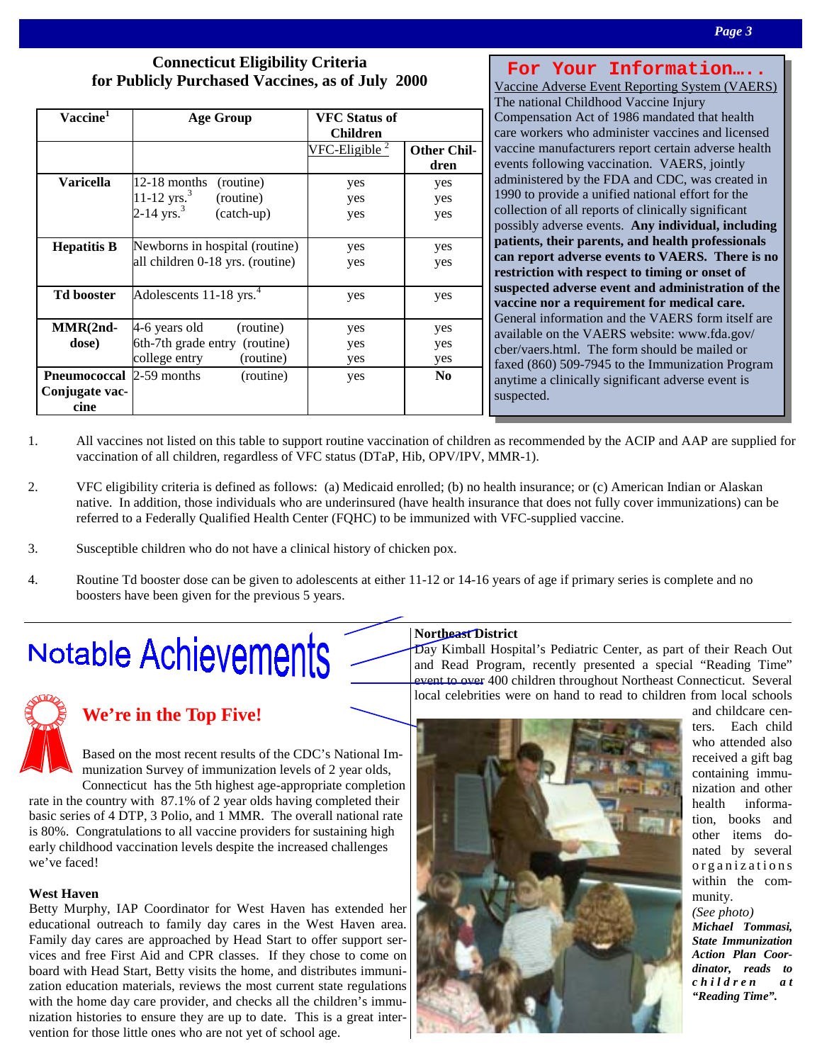## Connecticut Eligibility Criteria for Publicly Purchased Vaccines, as of July 2000

| Vaccine[1] | Age Group | VFC Status of Children | |
|---|---|---|---|
| | | VFC-Eligible [2] | Other Children |
| **Varicella** | 12-18 months (routine)<br>11-12 yrs.[3] (routine)<br>2-14 yrs.[3] (catch-up) | yes<br>yes<br>yes | yes<br>yes<br>yes |
| **Hepatitis B** | Newborns in hospital (routine)<br>all children 0-18 yrs. (routine) | yes<br>yes | yes<br>yes |
| **Td booster** | Adolescents 11-18 yrs.[4] | yes | yes |
| **MMR(2nd-dose)** | 4-6 years old (routine)<br>6th-7th grade entry (routine)<br>college entry (routine) | yes<br>yes<br>yes | yes<br>yes<br>yes |
| **Pneumococcal Conjugate vaccine** | 2-59 months (routine) | yes | **No** |

1. All vaccines not listed on this table to support routine vaccination of children as recommended by the ACIP and AAP are supplied for vaccination of all children, regardless of VFC status (DTaP, Hib, OPV/IPV, MMR-1).

2. VFC eligibility criteria is defined as follows: (a) Medicaid enrolled; (b) no health insurance; or (c) American Indian or Alaskan native. In addition, those individuals who are underinsured (have health insurance that does not fully cover immunizations) can be referred to a Federally Qualified Health Center (FQHC) to be immunized with VFC-supplied vaccine.

3. Susceptible children who do not have a clinical history of chicken pox.

4. Routine Td booster dose can be given to adolescents at either 11-12 or 14-16 years of age if primary series is complete and no boosters have been given for the previous 5 years.

## For Your Information…..

Vaccine Adverse Event Reporting System (VAERS)

The national Childhood Vaccine Injury Compensation Act of 1986 mandated that health care workers who administer vaccines and licensed vaccine manufacturers report certain adverse health events following vaccination. VAERS, jointly administered by the FDA and CDC, was created in 1990 to provide a unified national effort for the collection of all reports of clinically significant possibly adverse events. **Any individual, including patients, their parents, and health professionals can report adverse events to VAERS. There is no restriction with respect to timing or onset of suspected adverse event and administration of the vaccine nor a requirement for medical care.** General information and the VAERS form itself are available on the VAERS website: www.fda.gov/cber/vaers.html. The form should be mailed or faxed (860) 509-7945 to the Immunization Program anytime a clinically significant adverse event is suspected.

# Notable Achievements

## We're in the Top Five!

Based on the most recent results of the CDC's National Immunization Survey of immunization levels of 2 year olds, Connecticut has the 5th highest age-appropriate completion rate in the country with 87.1% of 2 year olds having completed their basic series of 4 DTP, 3 Polio, and 1 MMR. The overall national rate is 80%. Congratulations to all vaccine providers for sustaining high early childhood vaccination levels despite the increased challenges we've faced!

**West Haven**

Betty Murphy, IAP Coordinator for West Haven has extended her educational outreach to family day cares in the West Haven area. Family day cares are approached by Head Start to offer support services and free First Aid and CPR classes. If they chose to come on board with Head Start, Betty visits the home, and distributes immunization education materials, reviews the most current state regulations with the home day care provider, and checks all the children's immunization histories to ensure they are up to date. This is a great intervention for those little ones who are not yet of school age.

**Northeast District**

Day Kimball Hospital's Pediatric Center, as part of their Reach Out and Read Program, recently presented a special "Reading Time" event to over 400 children throughout Northeast Connecticut. Several local celebrities were on hand to read to children from local schools and childcare centers. Each child who attended also received a gift bag containing immunization and other health information, books and other items donated by several organizations within the community. *(See photo)*

***Michael Tommasi, State Immunization Action Plan Coordinator, reads to children at "Reading Time".***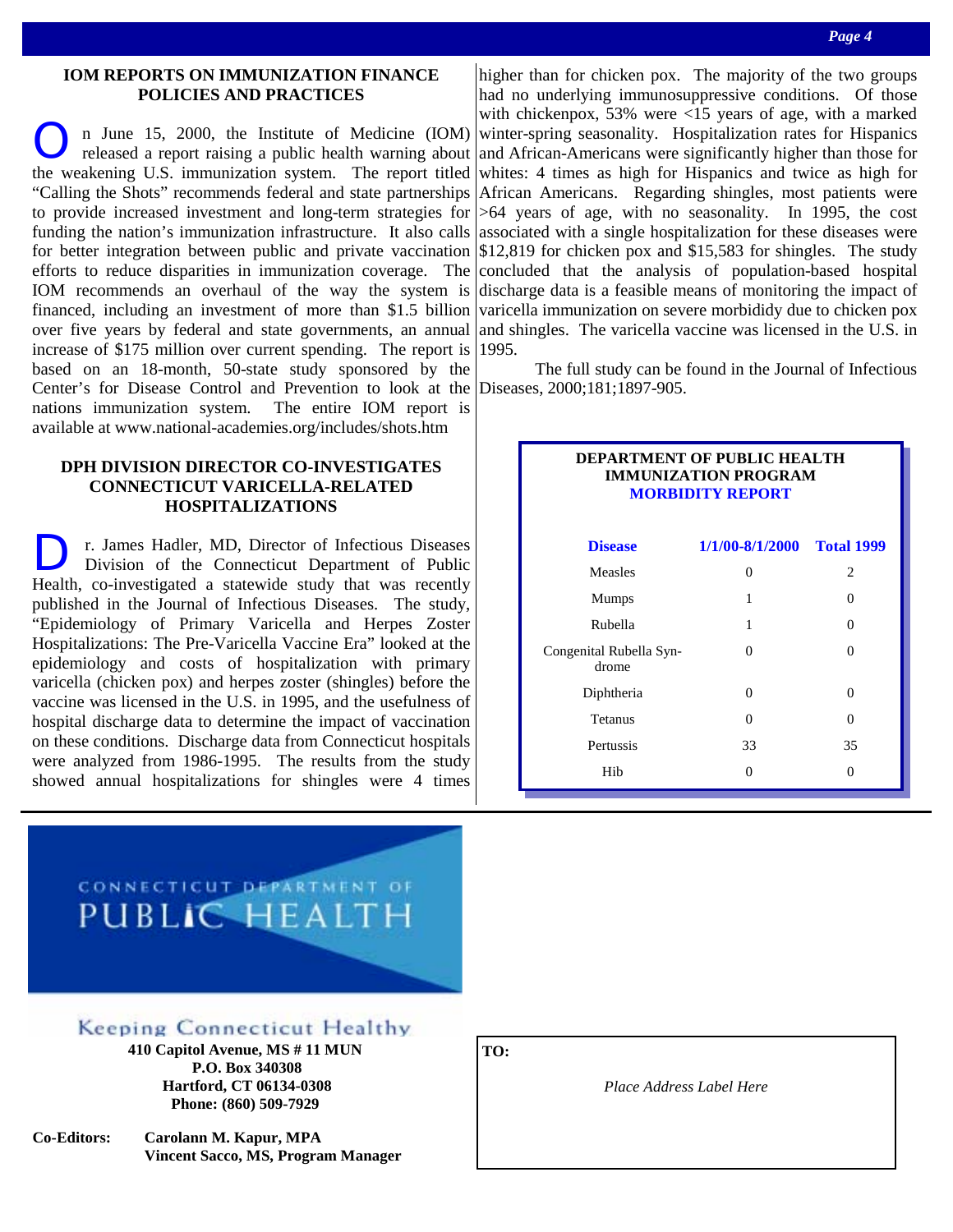## IOM REPORTS ON IMMUNIZATION FINANCE POLICIES AND PRACTICES

On June 15, 2000, the Institute of Medicine (IOM) released a report raising a public health warning about the weakening U.S. immunization system. The report titled "Calling the Shots" recommends federal and state partnerships to provide increased investment and long-term strategies for funding the nation's immunization infrastructure. It also calls for better integration between public and private vaccination efforts to reduce disparities in immunization coverage. The IOM recommends an overhaul of the way the system is financed, including an investment of more than $1.5 billion over five years by federal and state governments, an annual increase of $175 million over current spending. The report is based on an 18-month, 50-state study sponsored by the Center's for Disease Control and Prevention to look at the nations immunization system. The entire IOM report is available at www.national-academies.org/includes/shots.htm

## DPH DIVISION DIRECTOR CO-INVESTIGATES CONNECTICUT VARICELLA-RELATED HOSPITALIZATIONS

Dr. James Hadler, MD, Director of Infectious Diseases Division of the Connecticut Department of Public Health, co-investigated a statewide study that was recently published in the Journal of Infectious Diseases. The study, "Epidemiology of Primary Varicella and Herpes Zoster Hospitalizations: The Pre-Varicella Vaccine Era" looked at the epidemiology and costs of hospitalization with primary varicella (chicken pox) and herpes zoster (shingles) before the vaccine was licensed in the U.S. in 1995, and the usefulness of hospital discharge data to determine the impact of vaccination on these conditions. Discharge data from Connecticut hospitals were analyzed from 1986-1995. The results from the study showed annual hospitalizations for shingles were 4 times higher than for chicken pox. The majority of the two groups had no underlying immunosuppressive conditions. Of those with chickenpox, 53% were <15 years of age, with a marked winter-spring seasonality. Hospitalization rates for Hispanics and African-Americans were significantly higher than those for whites: 4 times as high for Hispanics and twice as high for African Americans. Regarding shingles, most patients were >64 years of age, with no seasonality. In 1995, the cost associated with a single hospitalization for these diseases were $12,819 for chicken pox and $15,583 for shingles. The study concluded that the analysis of population-based hospital discharge data is a feasible means of monitoring the impact of varicella immunization on severe morbidity due to chicken pox and shingles. The varicella vaccine was licensed in the U.S. in 1995.

The full study can be found in the Journal of Infectious Diseases, 2000;181;1897-905.

### DEPARTMENT OF PUBLIC HEALTH IMMUNIZATION PROGRAM MORBIDITY REPORT

| Disease | 1/1/00-8/1/2000 | Total 1999 |
|---|---|---|
| Measles | 0 | 2 |
| Mumps | 1 | 0 |
| Rubella | 1 | 0 |
| Congenital Rubella Syndrome | 0 | 0 |
| Diphtheria | 0 | 0 |
| Tetanus | 0 | 0 |
| Pertussis | 33 | 35 |
| Hib | 0 | 0 |

CONNECTICUT DEPARTMENT OF PUBLIC HEALTH

Keeping Connecticut Healthy

**410 Capitol Avenue, MS # 11 MUN**
**P.O. Box 340308**
**Hartford, CT 06134-0308**
**Phone: (860) 509-7929**

**Co-Editors:** **Carolann M. Kapur, MPA**
**Vincent Sacco, MS, Program Manager**

**TO:**

*Place Address Label Here*